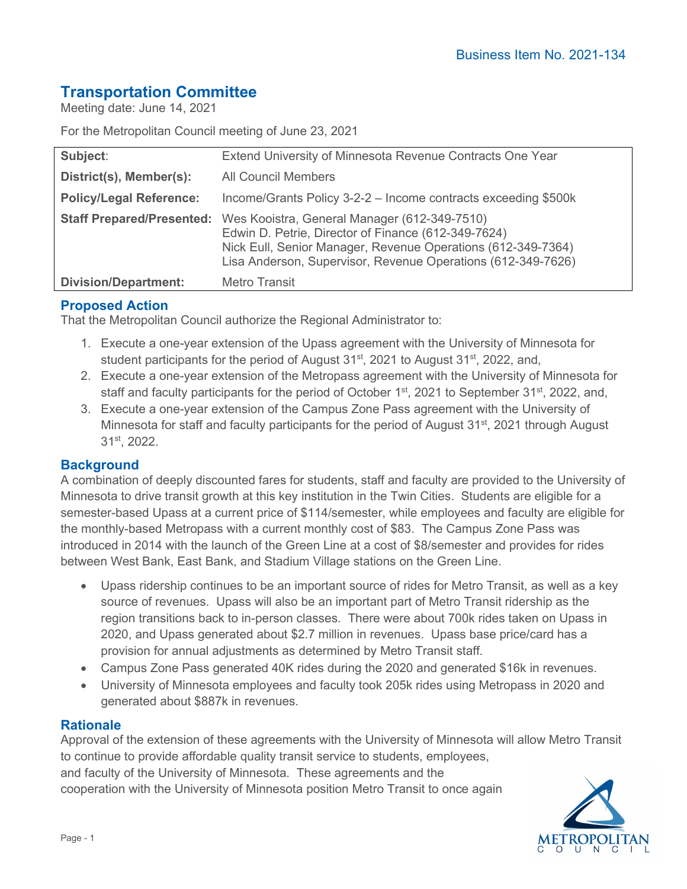Business Item No. 2021-134

# Transportation Committee

Meeting date: June 14, 2021

For the Metropolitan Council meeting of June 23, 2021

| | |
|---|---|
| **Subject**: | Extend University of Minnesota Revenue Contracts One Year |
| **District(s), Member(s):** | All Council Members |
| **Policy/Legal Reference:** | Income/Grants Policy 3-2-2 – Income contracts exceeding $500k |
| **Staff Prepared/Presented:** | Wes Kooistra, General Manager (612-349-7510)<br>Edwin D. Petrie, Director of Finance (612-349-7624)<br>Nick Eull, Senior Manager, Revenue Operations (612-349-7364)<br>Lisa Anderson, Supervisor, Revenue Operations (612-349-7626) |
| **Division/Department:** | Metro Transit |

## Proposed Action

That the Metropolitan Council authorize the Regional Administrator to:

1. Execute a one-year extension of the Upass agreement with the University of Minnesota for student participants for the period of August 31st, 2021 to August 31st, 2022, and,
2. Execute a one-year extension of the Metropass agreement with the University of Minnesota for staff and faculty participants for the period of October 1st, 2021 to September 31st, 2022, and,
3. Execute a one-year extension of the Campus Zone Pass agreement with the University of Minnesota for staff and faculty participants for the period of August 31st, 2021 through August 31st, 2022.

## Background

A combination of deeply discounted fares for students, staff and faculty are provided to the University of Minnesota to drive transit growth at this key institution in the Twin Cities. Students are eligible for a semester-based Upass at a current price of $114/semester, while employees and faculty are eligible for the monthly-based Metropass with a current monthly cost of $83. The Campus Zone Pass was introduced in 2014 with the launch of the Green Line at a cost of $8/semester and provides for rides between West Bank, East Bank, and Stadium Village stations on the Green Line.

- Upass ridership continues to be an important source of rides for Metro Transit, as well as a key source of revenues. Upass will also be an important part of Metro Transit ridership as the region transitions back to in-person classes. There were about 700k rides taken on Upass in 2020, and Upass generated about $2.7 million in revenues. Upass base price/card has a provision for annual adjustments as determined by Metro Transit staff.
- Campus Zone Pass generated 40K rides during the 2020 and generated $16k in revenues.
- University of Minnesota employees and faculty took 205k rides using Metropass in 2020 and generated about $887k in revenues.

## Rationale

Approval of the extension of these agreements with the University of Minnesota will allow Metro Transit to continue to provide affordable quality transit service to students, employees, and faculty of the University of Minnesota. These agreements and the cooperation with the University of Minnesota position Metro Transit to once again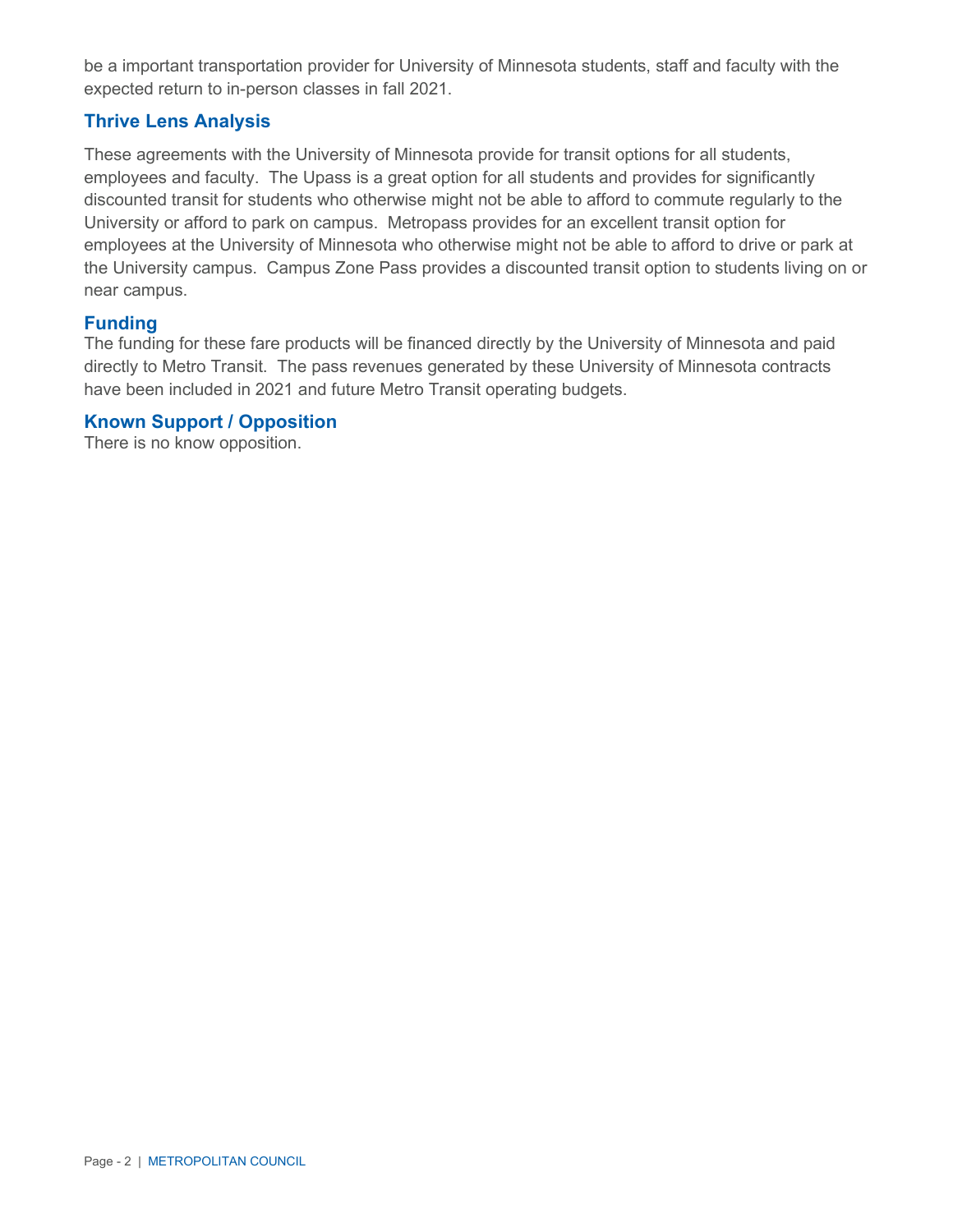be a important transportation provider for University of Minnesota students, staff and faculty with the expected return to in-person classes in fall 2021.

## Thrive Lens Analysis

These agreements with the University of Minnesota provide for transit options for all students, employees and faculty. The Upass is a great option for all students and provides for significantly discounted transit for students who otherwise might not be able to afford to commute regularly to the University or afford to park on campus. Metropass provides for an excellent transit option for employees at the University of Minnesota who otherwise might not be able to afford to drive or park at the University campus. Campus Zone Pass provides a discounted transit option to students living on or near campus.

## Funding

The funding for these fare products will be financed directly by the University of Minnesota and paid directly to Metro Transit. The pass revenues generated by these University of Minnesota contracts have been included in 2021 and future Metro Transit operating budgets.

## Known Support / Opposition

There is no know opposition.